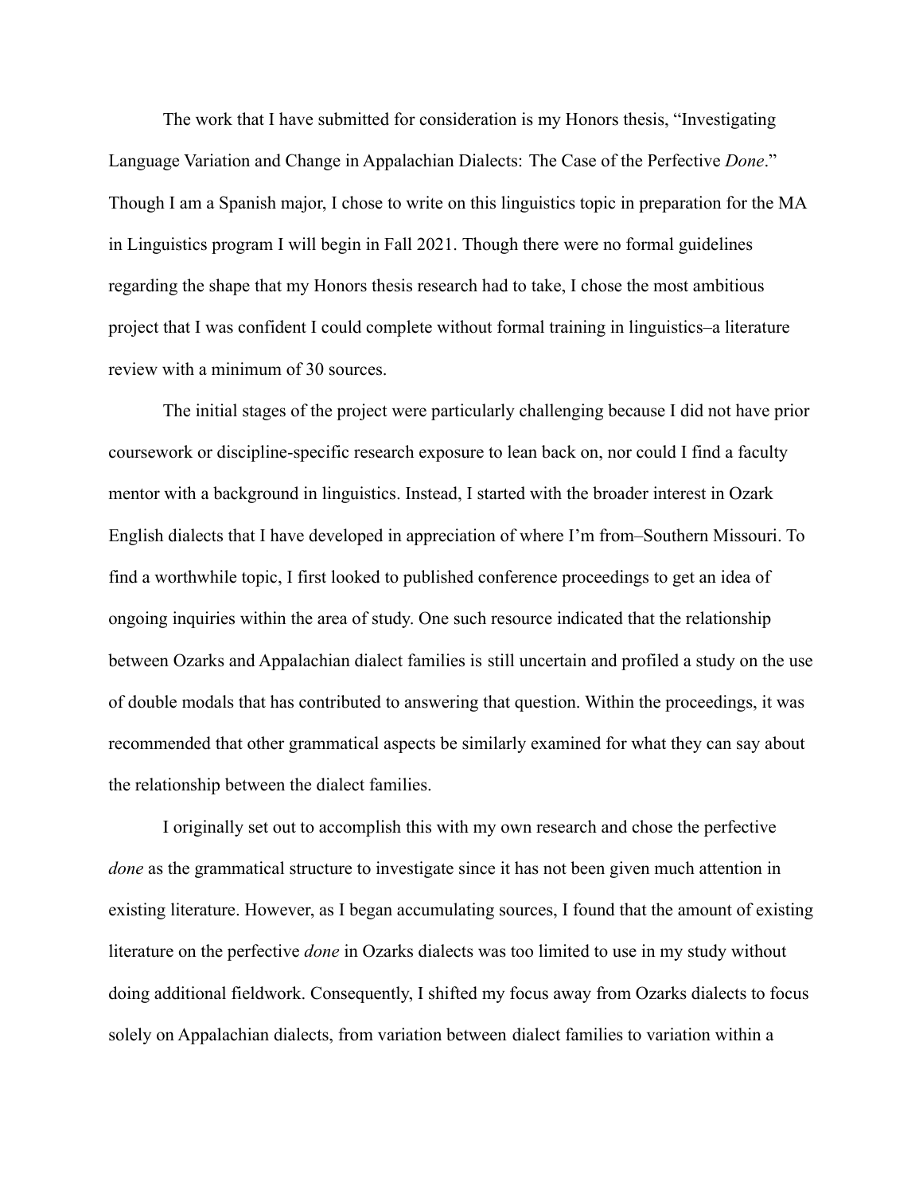The work that I have submitted for consideration is my Honors thesis, "Investigating Language Variation and Change in Appalachian Dialects: The Case of the Perfective *Done*." Though I am a Spanish major, I chose to write on this linguistics topic in preparation for the MA in Linguistics program I will begin in Fall 2021. Though there were no formal guidelines regarding the shape that my Honors thesis research had to take, I chose the most ambitious project that I was confident I could complete without formal training in linguistics–a literature review with a minimum of 30 sources.

The initial stages of the project were particularly challenging because I did not have prior coursework or discipline-specific research exposure to lean back on, nor could I find a faculty mentor with a background in linguistics. Instead, I started with the broader interest in Ozark English dialects that I have developed in appreciation of where I'm from–Southern Missouri. To find a worthwhile topic, I first looked to published conference proceedings to get an idea of ongoing inquiries within the area of study. One such resource indicated that the relationship between Ozarks and Appalachian dialect families is still uncertain and profiled a study on the use of double modals that has contributed to answering that question. Within the proceedings, it was recommended that other grammatical aspects be similarly examined for what they can say about the relationship between the dialect families.

I originally set out to accomplish this with my own research and chose the perfective *done* as the grammatical structure to investigate since it has not been given much attention in existing literature. However, as I began accumulating sources, I found that the amount of existing literature on the perfective *done* in Ozarks dialects was too limited to use in my study without doing additional fieldwork. Consequently, I shifted my focus away from Ozarks dialects to focus solely on Appalachian dialects, from variation between dialect families to variation within a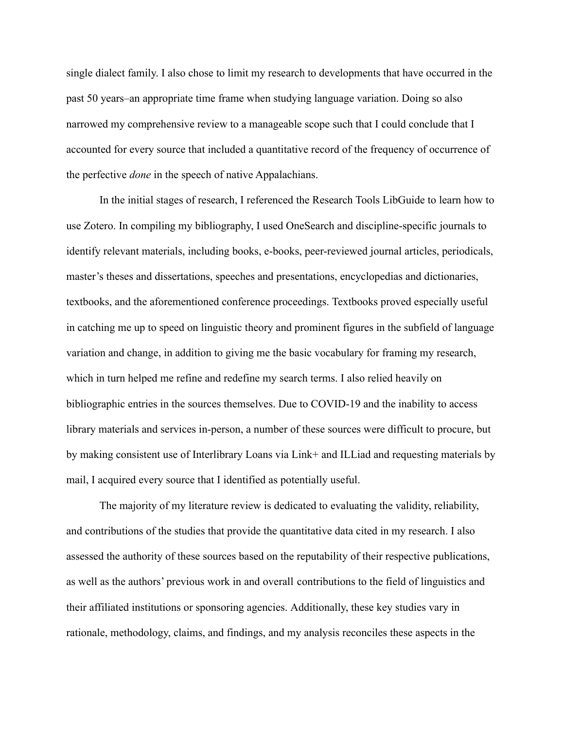single dialect family. I also chose to limit my research to developments that have occurred in the past 50 years–an appropriate time frame when studying language variation. Doing so also narrowed my comprehensive review to a manageable scope such that I could conclude that I accounted for every source that included a quantitative record of the frequency of occurrence of the perfective *done* in the speech of native Appalachians.

In the initial stages of research, I referenced the Research Tools LibGuide to learn how to use Zotero. In compiling my bibliography, I used OneSearch and discipline-specific journals to identify relevant materials, including books, e-books, peer-reviewed journal articles, periodicals, master's theses and dissertations, speeches and presentations, encyclopedias and dictionaries, textbooks, and the aforementioned conference proceedings. Textbooks proved especially useful in catching me up to speed on linguistic theory and prominent figures in the subfield of language variation and change, in addition to giving me the basic vocabulary for framing my research, which in turn helped me refine and redefine my search terms. I also relied heavily on bibliographic entries in the sources themselves. Due to COVID-19 and the inability to access library materials and services in-person, a number of these sources were difficult to procure, but by making consistent use of Interlibrary Loans via Link+ and ILLiad and requesting materials by mail, I acquired every source that I identified as potentially useful.

The majority of my literature review is dedicated to evaluating the validity, reliability, and contributions of the studies that provide the quantitative data cited in my research. I also assessed the authority of these sources based on the reputability of their respective publications, as well as the authors' previous work in and overall contributions to the field of linguistics and their affiliated institutions or sponsoring agencies. Additionally, these key studies vary in rationale, methodology, claims, and findings, and my analysis reconciles these aspects in the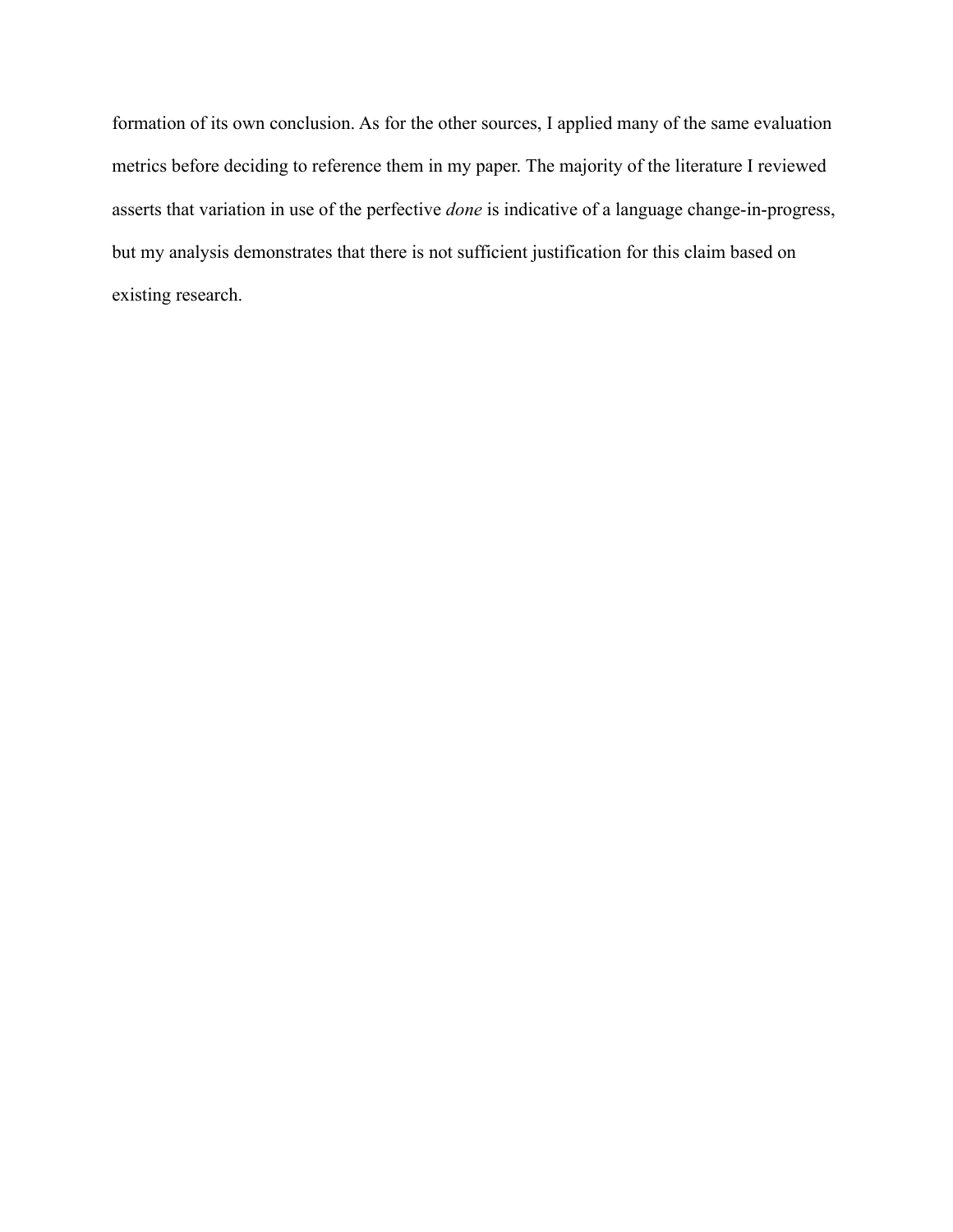formation of its own conclusion. As for the other sources, I applied many of the same evaluation metrics before deciding to reference them in my paper. The majority of the literature I reviewed asserts that variation in use of the perfective *done* is indicative of a language change-in-progress, but my analysis demonstrates that there is not sufficient justification for this claim based on existing research.